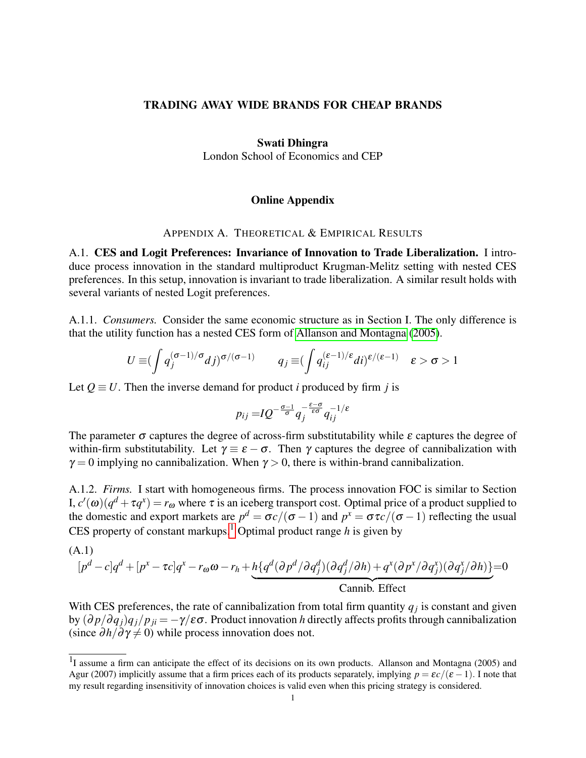# TRADING AWAY WIDE BRANDS FOR CHEAP BRANDS

**Swati Dhingra**
London School of Economics and CEP

## Online Appendix

### APPENDIX A. THEORETICAL & EMPIRICAL RESULTS

A.1. **CES and Logit Preferences: Invariance of Innovation to Trade Liberalization.** I introduce process innovation in the standard multiproduct Krugman-Melitz setting with nested CES preferences. In this setup, innovation is invariant to trade liberalization. A similar result holds with several variants of nested Logit preferences.

A.1.1. *Consumers.* Consider the same economic structure as in Section I. The only difference is that the utility function has a nested CES form of Allanson and Montagna (2005).

$$U \equiv (\int q_j^{(\sigma-1)/\sigma} dj)^{\sigma/(\sigma-1)} \qquad q_j \equiv (\int q_{ij}^{(\varepsilon-1)/\varepsilon} di)^{\varepsilon/(\varepsilon-1)} \quad \varepsilon > \sigma > 1$$

Let $Q \equiv U$. Then the inverse demand for product $i$ produced by firm $j$ is

$$p_{ij} = IQ^{-\frac{\sigma-1}{\sigma}} q_j^{-\frac{\varepsilon-\sigma}{\varepsilon\sigma}} q_{ij}^{-1/\varepsilon}$$

The parameter $\sigma$ captures the degree of across-firm substitutability while $\varepsilon$ captures the degree of within-firm substitutability. Let $\gamma \equiv \varepsilon - \sigma$. Then $\gamma$ captures the degree of cannibalization with $\gamma = 0$ implying no cannibalization. When $\gamma > 0$, there is within-brand cannibalization.

A.1.2. *Firms.* I start with homogeneous firms. The process innovation FOC is similar to Section I, $c'(\omega)(q^d + \tau q^x) = r_\omega$ where $\tau$ is an iceberg transport cost. Optimal price of a product supplied to the domestic and export markets are $p^d = \sigma c/(\sigma - 1)$ and $p^x = \sigma\tau c/(\sigma - 1)$ reflecting the usual CES property of constant markups.[1] Optimal product range $h$ is given by

(A.1)
$$[p^d - c]q^d + [p^x - \tau c]q^x - r_\omega \omega - r_h + \underbrace{h\{q^d(\partial p^d/\partial q_j^d)(\partial q_j^d/\partial h) + q^x(\partial p^x/\partial q_j^x)(\partial q_j^x/\partial h)\}}_{\text{Cannib. Effect}} = 0$$

With CES preferences, the rate of cannibalization from total firm quantity $q_j$ is constant and given by $(\partial p/\partial q_j)q_j/p_{ji} = -\gamma/\varepsilon\sigma$. Product innovation $h$ directly affects profits through cannibalization (since $\partial h/\partial\gamma \neq 0$) while process innovation does not.

[1] I assume a firm can anticipate the effect of its decisions on its own products. Allanson and Montagna (2005) and Agur (2007) implicitly assume that a firm prices each of its products separately, implying $p = \varepsilon c/(\varepsilon - 1)$. I note that my result regarding insensitivity of innovation choices is valid even when this pricing strategy is considered.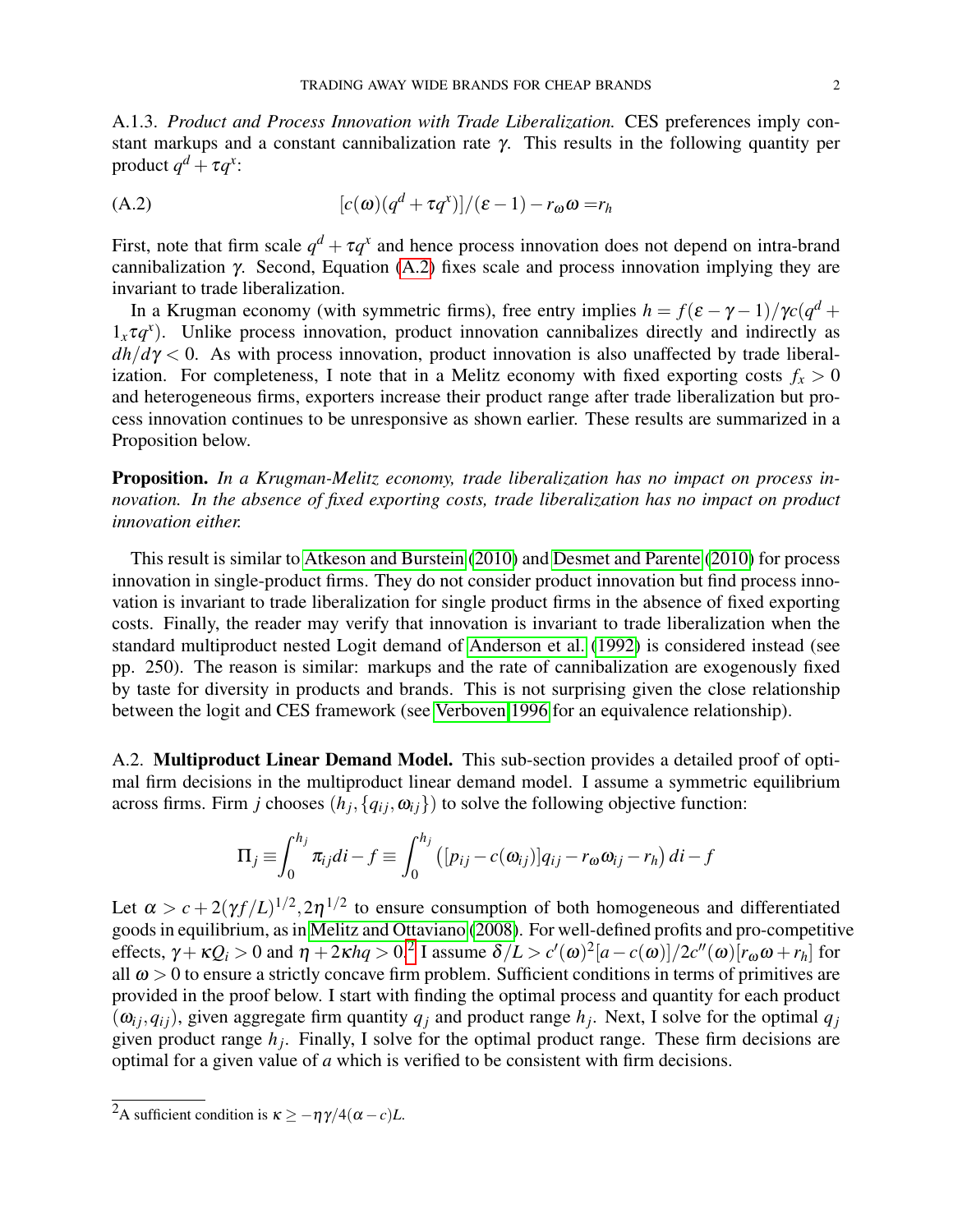A.1.3. *Product and Process Innovation with Trade Liberalization.* CES preferences imply constant markups and a constant cannibalization rate $\gamma$. This results in the following quantity per product $q^d + \tau q^x$:

$$[c(\omega)(q^d + \tau q^x)]/(\varepsilon - 1) - r_\omega \omega = r_h \tag{A.2}$$

First, note that firm scale $q^d + \tau q^x$ and hence process innovation does not depend on intra-brand cannibalization $\gamma$. Second, Equation (A.2) fixes scale and process innovation implying they are invariant to trade liberalization.

In a Krugman economy (with symmetric firms), free entry implies $h = f(\varepsilon - \gamma - 1)/\gamma c(q^d + 1_x \tau q^x)$. Unlike process innovation, product innovation cannibalizes directly and indirectly as $dh/d\gamma < 0$. As with process innovation, product innovation is also unaffected by trade liberalization. For completeness, I note that in a Melitz economy with fixed exporting costs $f_x > 0$ and heterogeneous firms, exporters increase their product range after trade liberalization but process innovation continues to be unresponsive as shown earlier. These results are summarized in a Proposition below.

**Proposition.** *In a Krugman-Melitz economy, trade liberalization has no impact on process innovation. In the absence of fixed exporting costs, trade liberalization has no impact on product innovation either.*

This result is similar to Atkeson and Burstein (2010) and Desmet and Parente (2010) for process innovation in single-product firms. They do not consider product innovation but find process innovation is invariant to trade liberalization for single product firms in the absence of fixed exporting costs. Finally, the reader may verify that innovation is invariant to trade liberalization when the standard multiproduct nested Logit demand of Anderson et al. (1992) is considered instead (see pp. 250). The reason is similar: markups and the rate of cannibalization are exogenously fixed by taste for diversity in products and brands. This is not surprising given the close relationship between the logit and CES framework (see Verboven 1996 for an equivalence relationship).

A.2. **Multiproduct Linear Demand Model.** This sub-section provides a detailed proof of optimal firm decisions in the multiproduct linear demand model. I assume a symmetric equilibrium across firms. Firm $j$ chooses $(h_j, \{q_{ij}, \omega_{ij}\})$ to solve the following objective function:

$$\Pi_j \equiv \int_0^{h_j} \pi_{ij} di - f \equiv \int_0^{h_j} \left([p_{ij} - c(\omega_{ij})]q_{ij} - r_\omega \omega_{ij} - r_h\right) di - f$$

Let $\alpha > c + 2(\gamma f/L)^{1/2}, 2\eta^{1/2}$ to ensure consumption of both homogeneous and differentiated goods in equilibrium, as in Melitz and Ottaviano (2008). For well-defined profits and pro-competitive effects, $\gamma + \kappa Q_i > 0$ and $\eta + 2\kappa hq > 0$.[2] I assume $\delta/L > c'(\omega)^2[a - c(\omega)]/2c''(\omega)[r_\omega \omega + r_h]$ for all $\omega > 0$ to ensure a strictly concave firm problem. Sufficient conditions in terms of primitives are provided in the proof below. I start with finding the optimal process and quantity for each product $(\omega_{ij}, q_{ij})$, given aggregate firm quantity $q_j$ and product range $h_j$. Next, I solve for the optimal $q_j$ given product range $h_j$. Finally, I solve for the optimal product range. These firm decisions are optimal for a given value of $a$ which is verified to be consistent with firm decisions.

[2] A sufficient condition is $\kappa \geq -\eta\gamma/4(\alpha - c)L$.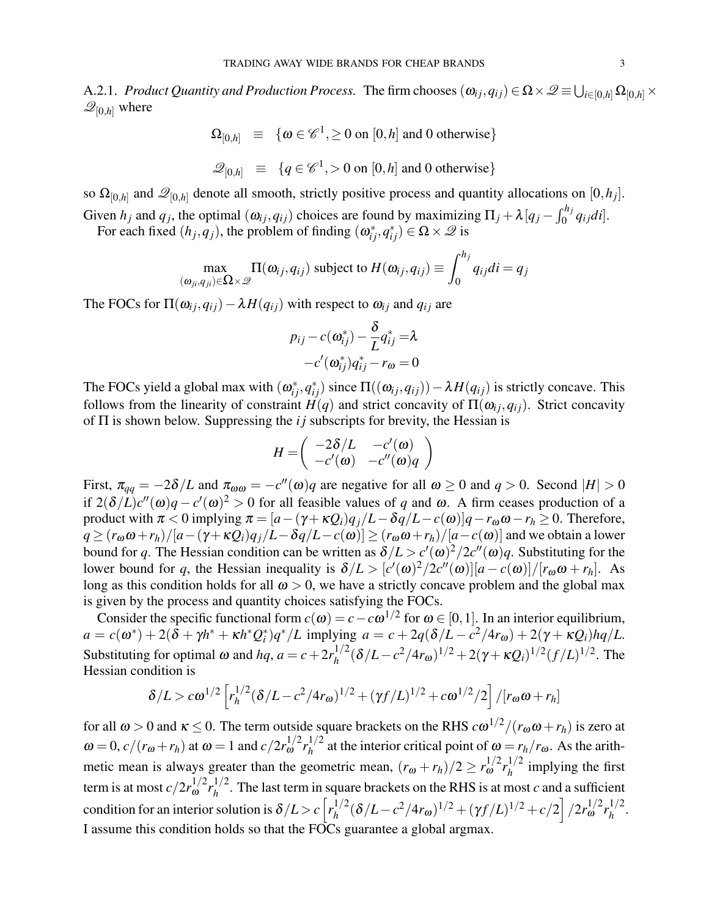A.2.1. *Product Quantity and Production Process.* The firm chooses $(\omega_{ij}, q_{ij}) \in \Omega \times \mathscr{Q} \equiv \bigcup_{i \in [0,h]} \Omega_{[0,h]} \times \mathscr{Q}_{[0,h]}$ where

$$\Omega_{[0,h]} \equiv \{\omega \in \mathscr{C}^1, \geq 0 \text{ on } [0,h] \text{ and } 0 \text{ otherwise}\}$$

$$\mathscr{Q}_{[0,h]} \equiv \{q \in \mathscr{C}^1, > 0 \text{ on } [0,h] \text{ and } 0 \text{ otherwise}\}$$

so $\Omega_{[0,h]}$ and $\mathscr{Q}_{[0,h]}$ denote all smooth, strictly positive process and quantity allocations on $[0,h_j]$. Given $h_j$ and $q_j$, the optimal $(\omega_{ij}, q_{ij})$ choices are found by maximizing $\Pi_j + \lambda[q_j - \int_0^{h_j} q_{ij} di]$.

For each fixed $(h_j, q_j)$, the problem of finding $(\omega_{ij}^*, q_{ij}^*) \in \Omega \times \mathscr{Q}$ is

$$\max_{(\omega_{ji}, q_{ji}) \in \Omega \times \mathscr{Q}} \Pi(\omega_{ij}, q_{ij}) \text{ subject to } H(\omega_{ij}, q_{ij}) \equiv \int_0^{h_j} q_{ij} di = q_j$$

The FOCs for $\Pi(\omega_{ij}, q_{ij}) - \lambda H(q_{ij})$ with respect to $\omega_{ij}$ and $q_{ij}$ are

$$p_{ij} - c(\omega_{ij}^*) - \frac{\delta}{L} q_{ij}^* = \lambda$$
$$-c'(\omega_{ij}^*) q_{ij}^* - r_\omega = 0$$

The FOCs yield a global max with $(\omega_{ij}^*, q_{ij}^*)$ since $\Pi((\omega_{ij}, q_{ij})) - \lambda H(q_{ij})$ is strictly concave. This follows from the linearity of constraint $H(q)$ and strict concavity of $\Pi(\omega_{ij}, q_{ij})$. Strict concavity of $\Pi$ is shown below. Suppressing the $ij$ subscripts for brevity, the Hessian is

$$H = \begin{pmatrix} -2\delta/L & -c'(\omega) \\ -c'(\omega) & -c''(\omega)q \end{pmatrix}$$

First, $\pi_{qq} = -2\delta/L$ and $\pi_{\omega\omega} = -c''(\omega)q$ are negative for all $\omega \geq 0$ and $q > 0$. Second $|H| > 0$ if $2(\delta/L)c''(\omega)q - c'(\omega)^2 > 0$ for all feasible values of $q$ and $\omega$. A firm ceases production of a product with $\pi < 0$ implying $\pi = [a - (\gamma + \kappa Q_i)q_j/L - \delta q/L - c(\omega)]q - r_\omega \omega - r_h \geq 0$. Therefore, $q \geq (r_\omega \omega + r_h)/[a - (\gamma + \kappa Q_i)q_j/L - \delta q/L - c(\omega)] \geq (r_\omega \omega + r_h)/[a - c(\omega)]$ and we obtain a lower bound for $q$. The Hessian condition can be written as $\delta/L > c'(\omega)^2/2c''(\omega)q$. Substituting for the lower bound for $q$, the Hessian inequality is $\delta/L > [c'(\omega)^2/2c''(\omega)][a - c(\omega)]/[r_\omega \omega + r_h]$. As long as this condition holds for all $\omega > 0$, we have a strictly concave problem and the global max is given by the process and quantity choices satisfying the FOCs.

Consider the specific functional form $c(\omega) = c - c\omega^{1/2}$ for $\omega \in [0,1]$. In an interior equilibrium, $a = c(\omega^*) + 2(\delta + \gamma h^* + \kappa h^* Q_i^*)q^*/L$ implying $a = c + 2q(\delta/L - c^2/4r_\omega) + 2(\gamma + \kappa Q_i)hq/L$. Substituting for optimal $\omega$ and $hq$, $a = c + 2r_h^{1/2}(\delta/L - c^2/4r_\omega)^{1/2} + 2(\gamma + \kappa Q_i)^{1/2}(f/L)^{1/2}$. The Hessian condition is

$$\delta/L > c\omega^{1/2}\left[r_h^{1/2}(\delta/L - c^2/4r_\omega)^{1/2} + (\gamma f/L)^{1/2} + c\omega^{1/2}/2\right]/[r_\omega \omega + r_h]$$

for all $\omega > 0$ and $\kappa \leq 0$. The term outside square brackets on the RHS $c\omega^{1/2}/(r_\omega \omega + r_h)$ is zero at $\omega = 0$, $c/(r_\omega + r_h)$ at $\omega = 1$ and $c/2r_\omega^{1/2} r_h^{1/2}$ at the interior critical point of $\omega = r_h/r_\omega$. As the arithmetic mean is always greater than the geometric mean, $(r_\omega + r_h)/2 \geq r_\omega^{1/2} r_h^{1/2}$ implying the first term is at most $c/2r_\omega^{1/2} r_h^{1/2}$. The last term in square brackets on the RHS is at most $c$ and a sufficient condition for an interior solution is $\delta/L > c\left[r_h^{1/2}(\delta/L - c^2/4r_\omega)^{1/2} + (\gamma f/L)^{1/2} + c/2\right]/2r_\omega^{1/2} r_h^{1/2}$. I assume this condition holds so that the FOCs guarantee a global argmax.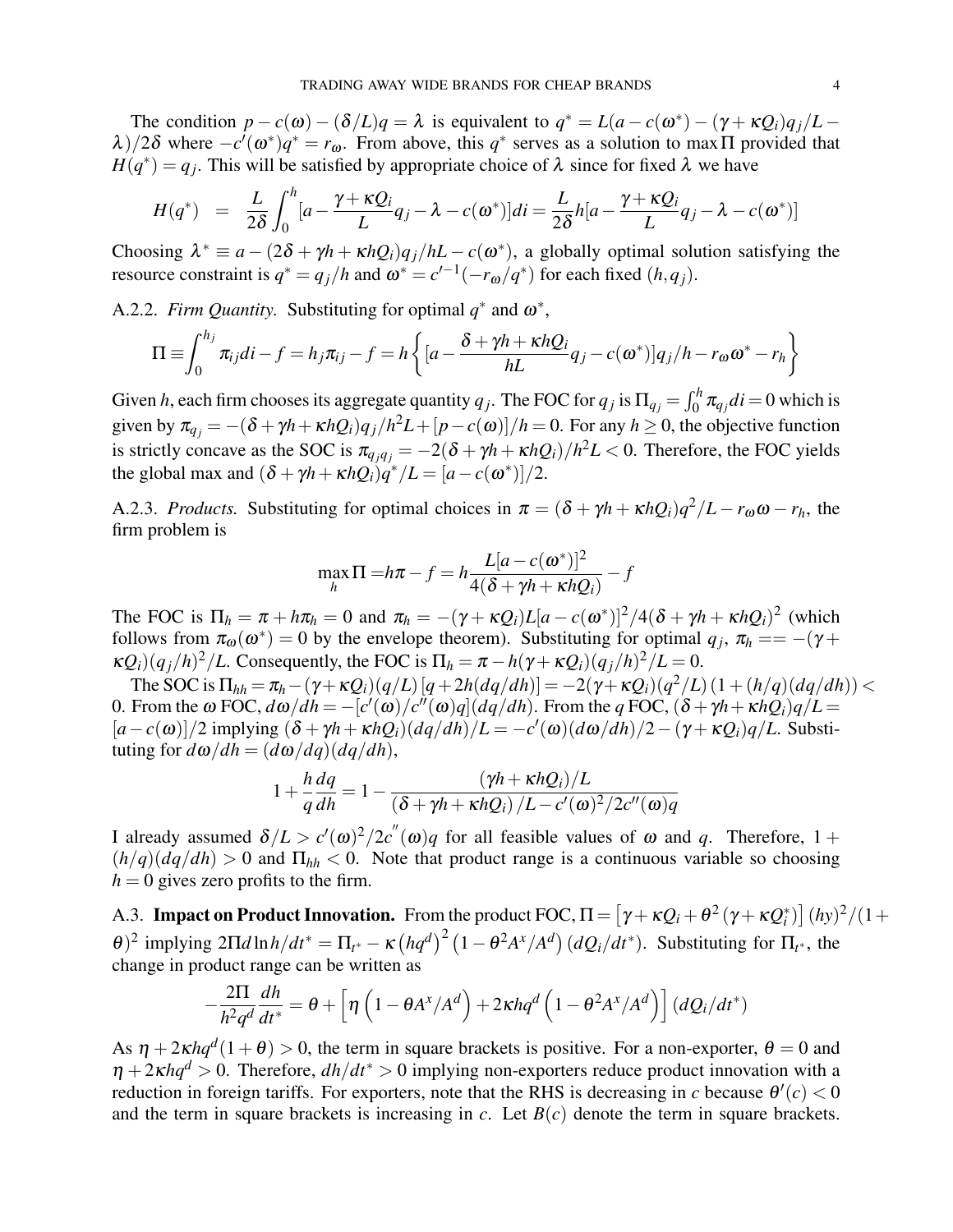The condition $p - c(\omega) - (\delta/L)q = \lambda$ is equivalent to $q^* = L(a - c(\omega^*) - (\gamma + \kappa Q_i)q_j/L - \lambda)/2\delta$ where $-c'(\omega^*)q^* = r_\omega$. From above, this $q^*$ serves as a solution to $\max \Pi$ provided that $H(q^*) = q_j$. This will be satisfied by appropriate choice of $\lambda$ since for fixed $\lambda$ we have

$$H(q^*) \;=\; \frac{L}{2\delta}\int_0^h [a - \frac{\gamma + \kappa Q_i}{L} q_j - \lambda - c(\omega^*)]di = \frac{L}{2\delta}h[a - \frac{\gamma + \kappa Q_i}{L} q_j - \lambda - c(\omega^*)]$$

Choosing $\lambda^* \equiv a - (2\delta + \gamma h + \kappa h Q_i)q_j/hL - c(\omega^*)$, a globally optimal solution satisfying the resource constraint is $q^* = q_j/h$ and $\omega^* = c'^{-1}(-r_\omega/q^*)$ for each fixed $(h, q_j)$.

A.2.2. *Firm Quantity.* Substituting for optimal $q^*$ and $\omega^*$,

$$\Pi \equiv \int_0^{h_j} \pi_{ij} di - f = h_j \pi_{ij} - f = h\left\{[a - \frac{\delta + \gamma h + \kappa h Q_i}{hL} q_j - c(\omega^*)]q_j/h - r_\omega \omega^* - r_h\right\}$$

Given $h$, each firm chooses its aggregate quantity $q_j$. The FOC for $q_j$ is $\Pi_{q_j} = \int_0^h \pi_{q_j} di = 0$ which is given by $\pi_{q_j} = -(\delta + \gamma h + \kappa h Q_i)q_j/h^2 L + [p - c(\omega)]/h = 0$. For any $h \geq 0$, the objective function is strictly concave as the SOC is $\pi_{q_j q_j} = -2(\delta + \gamma h + \kappa h Q_i)/h^2 L < 0$. Therefore, the FOC yields the global max and $(\delta + \gamma h + \kappa h Q_i)q^*/L = [a - c(\omega^*)]/2$.

A.2.3. *Products.* Substituting for optimal choices in $\pi = (\delta + \gamma h + \kappa h Q_i)q^2/L - r_\omega \omega - r_h$, the firm problem is

$$\max_h \Pi = h\pi - f = h\frac{L[a - c(\omega^*)]^2}{4(\delta + \gamma h + \kappa h Q_i)} - f$$

The FOC is $\Pi_h = \pi + h\pi_h = 0$ and $\pi_h = -(\gamma + \kappa Q_i)L[a - c(\omega^*)]^2/4(\delta + \gamma h + \kappa h Q_i)^2$ (which follows from $\pi_\omega(\omega^*) = 0$ by the envelope theorem). Substituting for optimal $q_j$, $\pi_h == -(\gamma + \kappa Q_i)(q_j/h)^2/L$. Consequently, the FOC is $\Pi_h = \pi - h(\gamma + \kappa Q_i)(q_j/h)^2/L = 0$.

The SOC is $\Pi_{hh} = \pi_h - (\gamma + \kappa Q_i)(q/L)\left[q + 2h(dq/dh)\right] = -2(\gamma + \kappa Q_i)(q^2/L)\left(1 + (h/q)(dq/dh)\right) < 0$. From the $\omega$ FOC, $d\omega/dh = -[c'(\omega)/c''(\omega)q](dq/dh)$. From the $q$ FOC, $(\delta + \gamma h + \kappa h Q_i)q/L = [a - c(\omega)]/2$ implying $(\delta + \gamma h + \kappa h Q_i)(dq/dh)/L = -c'(\omega)(d\omega/dh)/2 - (\gamma + \kappa Q_i)q/L$. Substituting for $d\omega/dh = (d\omega/dq)(dq/dh)$,

$$1 + \frac{h}{q}\frac{dq}{dh} = 1 - \frac{(\gamma h + \kappa h Q_i)/L}{(\delta + \gamma h + \kappa h Q_i)/L - c'(\omega)^2/2c''(\omega)q}$$

I already assumed $\delta/L > c'(\omega)^2/2c''(\omega)q$ for all feasible values of $\omega$ and $q$. Therefore, $1 + (h/q)(dq/dh) > 0$ and $\Pi_{hh} < 0$. Note that product range is a continuous variable so choosing $h = 0$ gives zero profits to the firm.

A.3. **Impact on Product Innovation.** From the product FOC, $\Pi = \left[\gamma + \kappa Q_i + \theta^2\left(\gamma + \kappa Q_i^*\right)\right](hy)^2/(1 + \theta)^2$ implying $2\Pi d\ln h/dt^* = \Pi_{t^*} - \kappa\left(hq^d\right)^2\left(1 - \theta^2 A^x/A^d\right)(dQ_i/dt^*)$. Substituting for $\Pi_{t^*}$, the change in product range can be written as

$$-\frac{2\Pi}{h^2 q^d}\frac{dh}{dt^*} = \theta + \left[\eta\left(1 - \theta A^x/A^d\right) + 2\kappa h q^d\left(1 - \theta^2 A^x/A^d\right)\right](dQ_i/dt^*)$$

As $\eta + 2\kappa h q^d(1 + \theta) > 0$, the term in square brackets is positive. For a non-exporter, $\theta = 0$ and $\eta + 2\kappa h q^d > 0$. Therefore, $dh/dt^* > 0$ implying non-exporters reduce product innovation with a reduction in foreign tariffs. For exporters, note that the RHS is decreasing in $c$ because $\theta'(c) < 0$ and the term in square brackets is increasing in $c$. Let $B(c)$ denote the term in square brackets.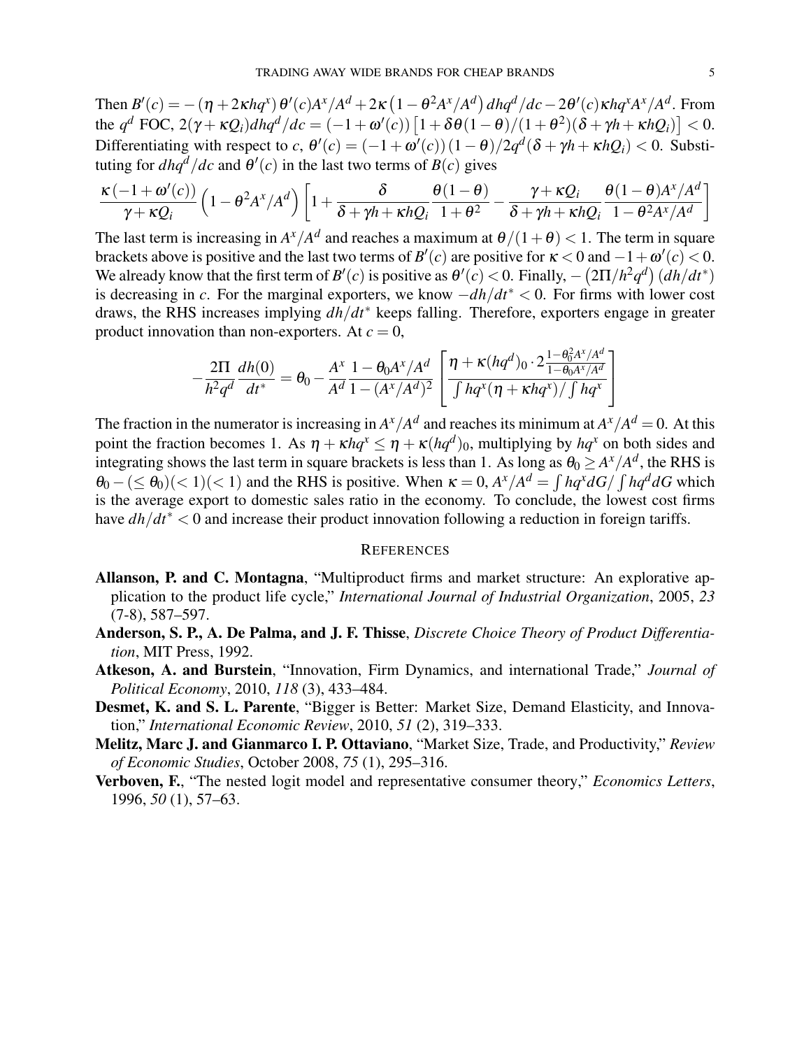Then $B'(c) = -(\eta + 2\kappa hq^x)\,\theta'(c)A^x/A^d + 2\kappa\left(1-\theta^2 A^x/A^d\right)dhq^d/dc - 2\theta'(c)\kappa hq^x A^x/A^d$. From the $q^d$ FOC, $2(\gamma+\kappa Q_i)dhq^d/dc = (-1+\omega'(c))\left[1+\delta\theta(1-\theta)/(1+\theta^2)(\delta+\gamma h+\kappa hQ_i)\right] < 0$. Differentiating with respect to $c$, $\theta'(c) = (-1+\omega'(c))(1-\theta)/2q^d(\delta+\gamma h+\kappa hQ_i) < 0$. Substituting for $dhq^d/dc$ and $\theta'(c)$ in the last two terms of $B(c)$ gives

$$\frac{\kappa(-1+\omega'(c))}{\gamma+\kappa Q_i}\left(1-\theta^2 A^x/A^d\right)\left[1+\frac{\delta}{\delta+\gamma h+\kappa hQ_i}\frac{\theta(1-\theta)}{1+\theta^2} - \frac{\gamma+\kappa Q_i}{\delta+\gamma h+\kappa hQ_i}\frac{\theta(1-\theta)A^x/A^d}{1-\theta^2 A^x/A^d}\right]$$

The last term is increasing in $A^x/A^d$ and reaches a maximum at $\theta/(1+\theta) < 1$. The term in square brackets above is positive and the last two terms of $B'(c)$ are positive for $\kappa < 0$ and $-1+\omega'(c) < 0$. We already know that the first term of $B'(c)$ is positive as $\theta'(c) < 0$. Finally, $-\left(2\Pi/h^2q^d\right)(dh/dt^*)$ is decreasing in $c$. For the marginal exporters, we know $-dh/dt^* < 0$. For firms with lower cost draws, the RHS increases implying $dh/dt^*$ keeps falling. Therefore, exporters engage in greater product innovation than non-exporters. At $c = 0$,

$$-\frac{2\Pi}{h^2q^d}\frac{dh(0)}{dt^*} = \theta_0 - \frac{A^x}{A^d}\frac{1-\theta_0 A^x/A^d}{1-(A^x/A^d)^2}\left[\frac{\eta+\kappa(hq^d)_0\cdot 2\frac{1-\theta_0^2 A^x/A^d}{1-\theta_0 A^x/A^d}}{\int hq^x(\eta+\kappa hq^x)/\int hq^x}\right]$$

The fraction in the numerator is increasing in $A^x/A^d$ and reaches its minimum at $A^x/A^d = 0$. At this point the fraction becomes 1. As $\eta+\kappa hq^x \leq \eta+\kappa(hq^d)_0$, multiplying by $hq^x$ on both sides and integrating shows the last term in square brackets is less than 1. As long as $\theta_0 \geq A^x/A^d$, the RHS is $\theta_0 - (\leq\theta_0)(<1)(<1)$ and the RHS is positive. When $\kappa = 0$, $A^x/A^d = \int hq^x dG/\int hq^d dG$ which is the average export to domestic sales ratio in the economy. To conclude, the lowest cost firms have $dh/dt^* < 0$ and increase their product innovation following a reduction in foreign tariffs.

## REFERENCES

**Allanson, P. and C. Montagna**, "Multiproduct firms and market structure: An explorative application to the product life cycle," *International Journal of Industrial Organization*, 2005, *23* (7-8), 587–597.

**Anderson, S. P., A. De Palma, and J. F. Thisse**, *Discrete Choice Theory of Product Differentiation*, MIT Press, 1992.

**Atkeson, A. and Burstein**, "Innovation, Firm Dynamics, and international Trade," *Journal of Political Economy*, 2010, *118* (3), 433–484.

**Desmet, K. and S. L. Parente**, "Bigger is Better: Market Size, Demand Elasticity, and Innovation," *International Economic Review*, 2010, *51* (2), 319–333.

**Melitz, Marc J. and Gianmarco I. P. Ottaviano**, "Market Size, Trade, and Productivity," *Review of Economic Studies*, October 2008, *75* (1), 295–316.

**Verboven, F.**, "The nested logit model and representative consumer theory," *Economics Letters*, 1996, *50* (1), 57–63.